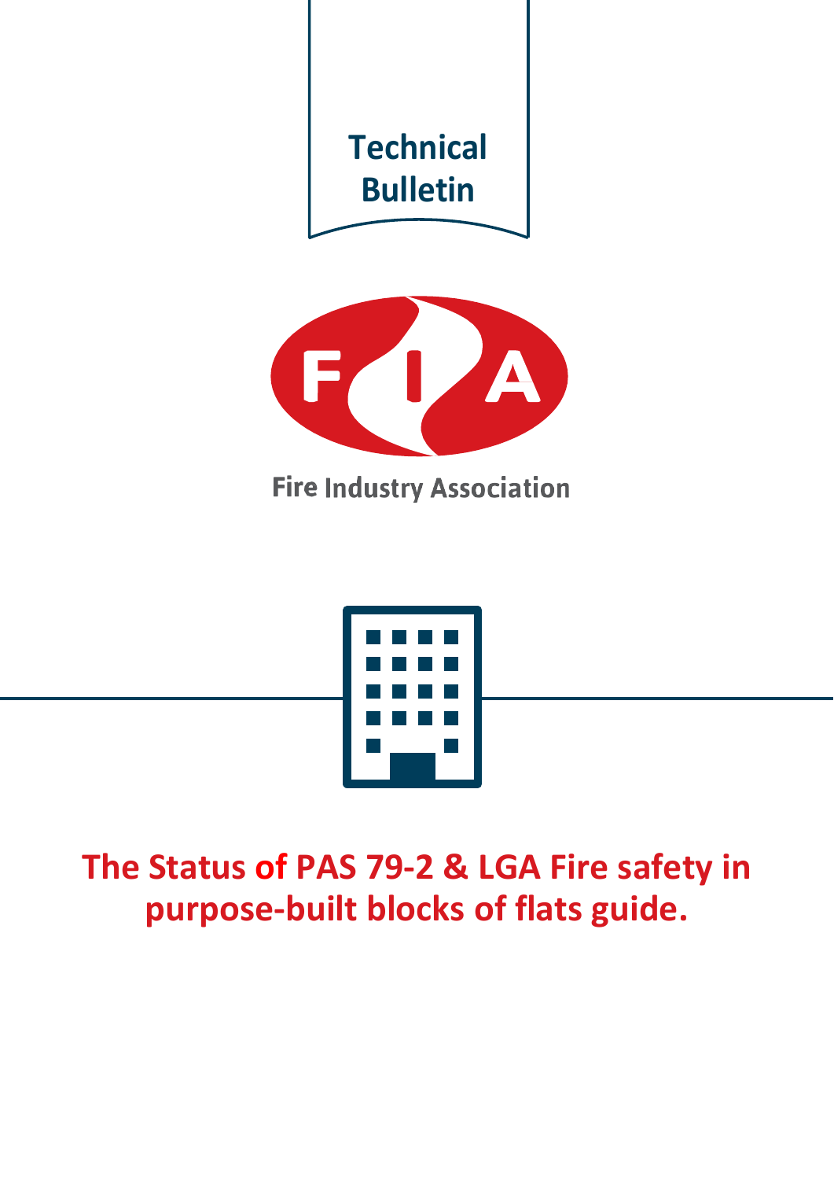Technical Bulletin

Fire Industry Association

# The Status of PAS 79-2 & LGA Fire safety in purpose-built blocks of flats guide.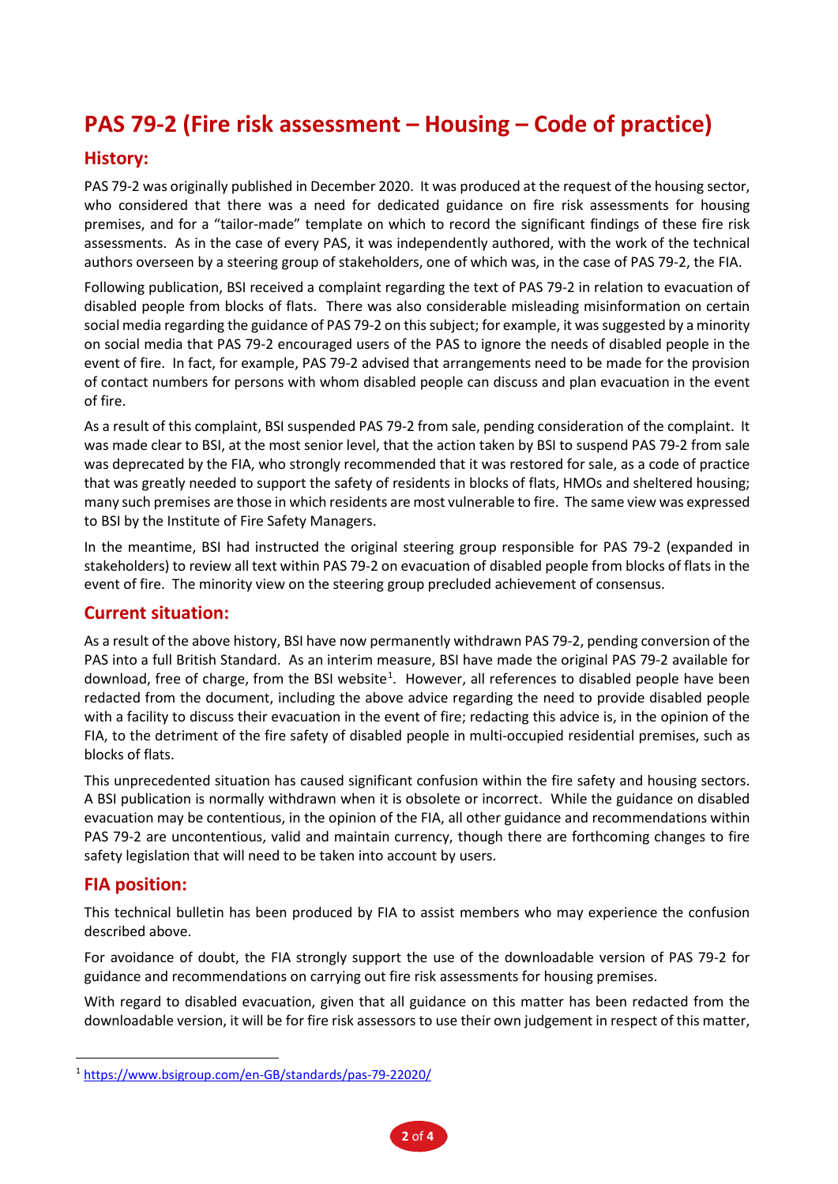# PAS 79-2 (Fire risk assessment – Housing – Code of practice)

## History:

PAS 79-2 was originally published in December 2020. It was produced at the request of the housing sector, who considered that there was a need for dedicated guidance on fire risk assessments for housing premises, and for a "tailor-made" template on which to record the significant findings of these fire risk assessments. As in the case of every PAS, it was independently authored, with the work of the technical authors overseen by a steering group of stakeholders, one of which was, in the case of PAS 79-2, the FIA.

Following publication, BSI received a complaint regarding the text of PAS 79-2 in relation to evacuation of disabled people from blocks of flats. There was also considerable misleading misinformation on certain social media regarding the guidance of PAS 79-2 on this subject; for example, it was suggested by a minority on social media that PAS 79-2 encouraged users of the PAS to ignore the needs of disabled people in the event of fire. In fact, for example, PAS 79-2 advised that arrangements need to be made for the provision of contact numbers for persons with whom disabled people can discuss and plan evacuation in the event of fire.

As a result of this complaint, BSI suspended PAS 79-2 from sale, pending consideration of the complaint. It was made clear to BSI, at the most senior level, that the action taken by BSI to suspend PAS 79-2 from sale was deprecated by the FIA, who strongly recommended that it was restored for sale, as a code of practice that was greatly needed to support the safety of residents in blocks of flats, HMOs and sheltered housing; many such premises are those in which residents are most vulnerable to fire. The same view was expressed to BSI by the Institute of Fire Safety Managers.

In the meantime, BSI had instructed the original steering group responsible for PAS 79-2 (expanded in stakeholders) to review all text within PAS 79-2 on evacuation of disabled people from blocks of flats in the event of fire. The minority view on the steering group precluded achievement of consensus.

## Current situation:

As a result of the above history, BSI have now permanently withdrawn PAS 79-2, pending conversion of the PAS into a full British Standard. As an interim measure, BSI have made the original PAS 79-2 available for download, free of charge, from the BSI website[1]. However, all references to disabled people have been redacted from the document, including the above advice regarding the need to provide disabled people with a facility to discuss their evacuation in the event of fire; redacting this advice is, in the opinion of the FIA, to the detriment of the fire safety of disabled people in multi-occupied residential premises, such as blocks of flats.

This unprecedented situation has caused significant confusion within the fire safety and housing sectors. A BSI publication is normally withdrawn when it is obsolete or incorrect. While the guidance on disabled evacuation may be contentious, in the opinion of the FIA, all other guidance and recommendations within PAS 79-2 are uncontentious, valid and maintain currency, though there are forthcoming changes to fire safety legislation that will need to be taken into account by users.

## FIA position:

This technical bulletin has been produced by FIA to assist members who may experience the confusion described above.

For avoidance of doubt, the FIA strongly support the use of the downloadable version of PAS 79-2 for guidance and recommendations on carrying out fire risk assessments for housing premises.

With regard to disabled evacuation, given that all guidance on this matter has been redacted from the downloadable version, it will be for fire risk assessors to use their own judgement in respect of this matter,

[1] https://www.bsigroup.com/en-GB/standards/pas-79-22020/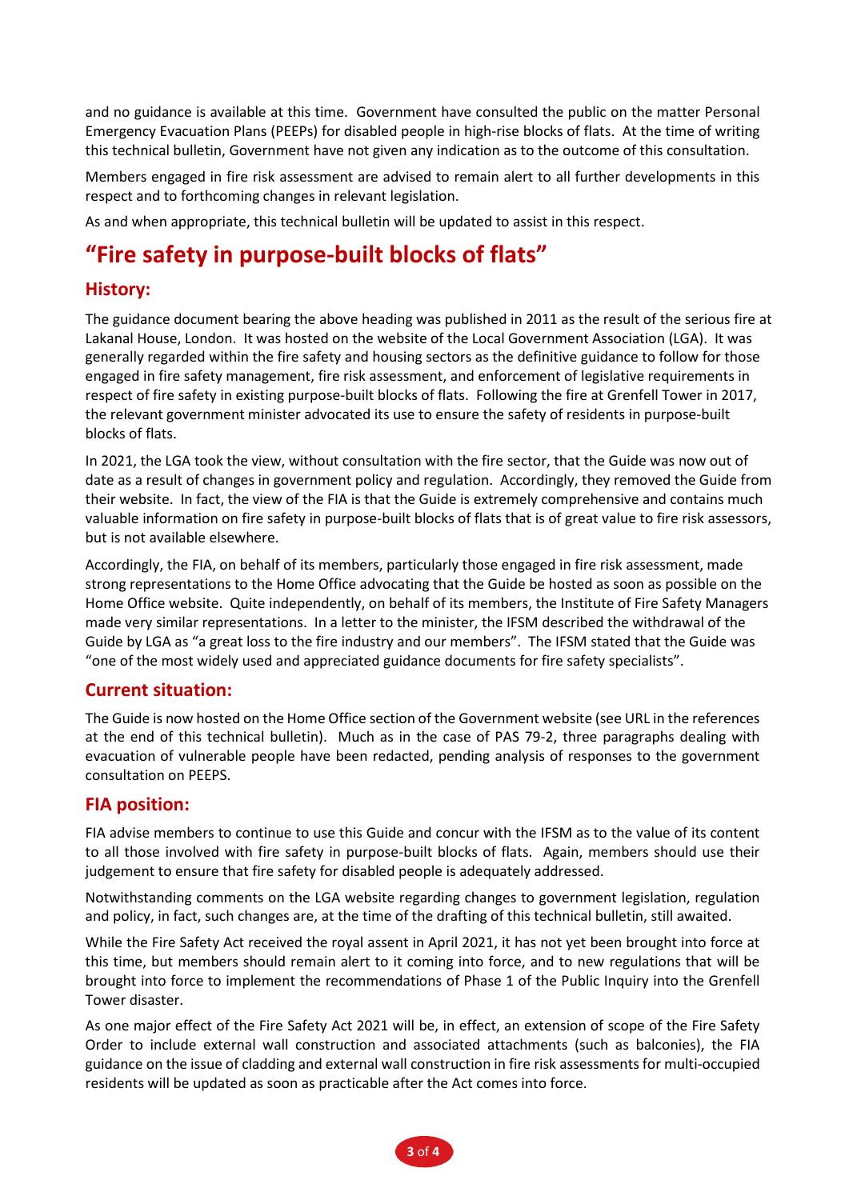and no guidance is available at this time. Government have consulted the public on the matter Personal Emergency Evacuation Plans (PEEPs) for disabled people in high-rise blocks of flats. At the time of writing this technical bulletin, Government have not given any indication as to the outcome of this consultation.

Members engaged in fire risk assessment are advised to remain alert to all further developments in this respect and to forthcoming changes in relevant legislation.

As and when appropriate, this technical bulletin will be updated to assist in this respect.

# "Fire safety in purpose-built blocks of flats"

## History:

The guidance document bearing the above heading was published in 2011 as the result of the serious fire at Lakanal House, London. It was hosted on the website of the Local Government Association (LGA). It was generally regarded within the fire safety and housing sectors as the definitive guidance to follow for those engaged in fire safety management, fire risk assessment, and enforcement of legislative requirements in respect of fire safety in existing purpose-built blocks of flats. Following the fire at Grenfell Tower in 2017, the relevant government minister advocated its use to ensure the safety of residents in purpose-built blocks of flats.

In 2021, the LGA took the view, without consultation with the fire sector, that the Guide was now out of date as a result of changes in government policy and regulation. Accordingly, they removed the Guide from their website. In fact, the view of the FIA is that the Guide is extremely comprehensive and contains much valuable information on fire safety in purpose-built blocks of flats that is of great value to fire risk assessors, but is not available elsewhere.

Accordingly, the FIA, on behalf of its members, particularly those engaged in fire risk assessment, made strong representations to the Home Office advocating that the Guide be hosted as soon as possible on the Home Office website. Quite independently, on behalf of its members, the Institute of Fire Safety Managers made very similar representations. In a letter to the minister, the IFSM described the withdrawal of the Guide by LGA as "a great loss to the fire industry and our members". The IFSM stated that the Guide was "one of the most widely used and appreciated guidance documents for fire safety specialists".

## Current situation:

The Guide is now hosted on the Home Office section of the Government website (see URL in the references at the end of this technical bulletin). Much as in the case of PAS 79-2, three paragraphs dealing with evacuation of vulnerable people have been redacted, pending analysis of responses to the government consultation on PEEPS.

## FIA position:

FIA advise members to continue to use this Guide and concur with the IFSM as to the value of its content to all those involved with fire safety in purpose-built blocks of flats. Again, members should use their judgement to ensure that fire safety for disabled people is adequately addressed.

Notwithstanding comments on the LGA website regarding changes to government legislation, regulation and policy, in fact, such changes are, at the time of the drafting of this technical bulletin, still awaited.

While the Fire Safety Act received the royal assent in April 2021, it has not yet been brought into force at this time, but members should remain alert to it coming into force, and to new regulations that will be brought into force to implement the recommendations of Phase 1 of the Public Inquiry into the Grenfell Tower disaster.

As one major effect of the Fire Safety Act 2021 will be, in effect, an extension of scope of the Fire Safety Order to include external wall construction and associated attachments (such as balconies), the FIA guidance on the issue of cladding and external wall construction in fire risk assessments for multi-occupied residents will be updated as soon as practicable after the Act comes into force.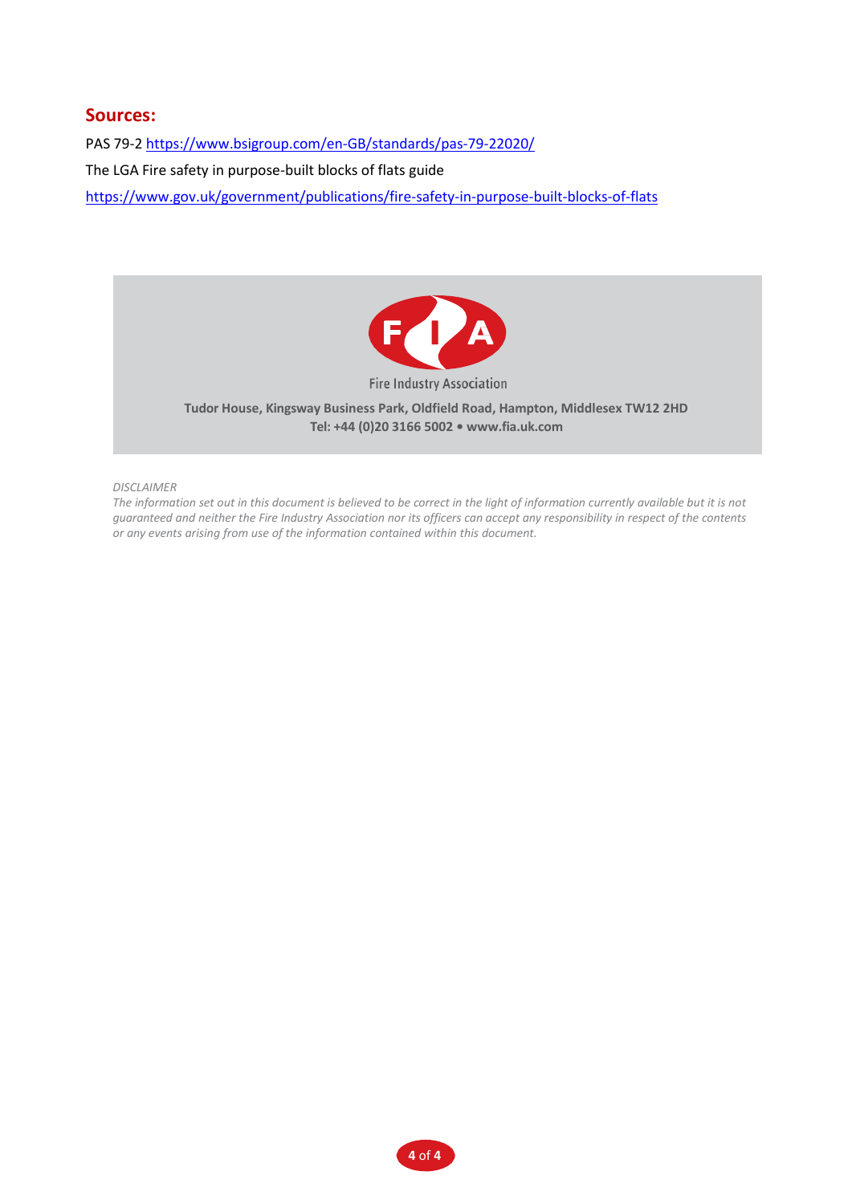## Sources:

PAS 79-2 https://www.bsigroup.com/en-GB/standards/pas-79-22020/

The LGA Fire safety in purpose-built blocks of flats guide

https://www.gov.uk/government/publications/fire-safety-in-purpose-built-blocks-of-flats

Fire Industry Association

**Tudor House, Kingsway Business Park, Oldfield Road, Hampton, Middlesex TW12 2HD**
**Tel: +44 (0)20 3166 5002 • www.fia.uk.com**

*DISCLAIMER*
*The information set out in this document is believed to be correct in the light of information currently available but it is not guaranteed and neither the Fire Industry Association nor its officers can accept any responsibility in respect of the contents or any events arising from use of the information contained within this document.*